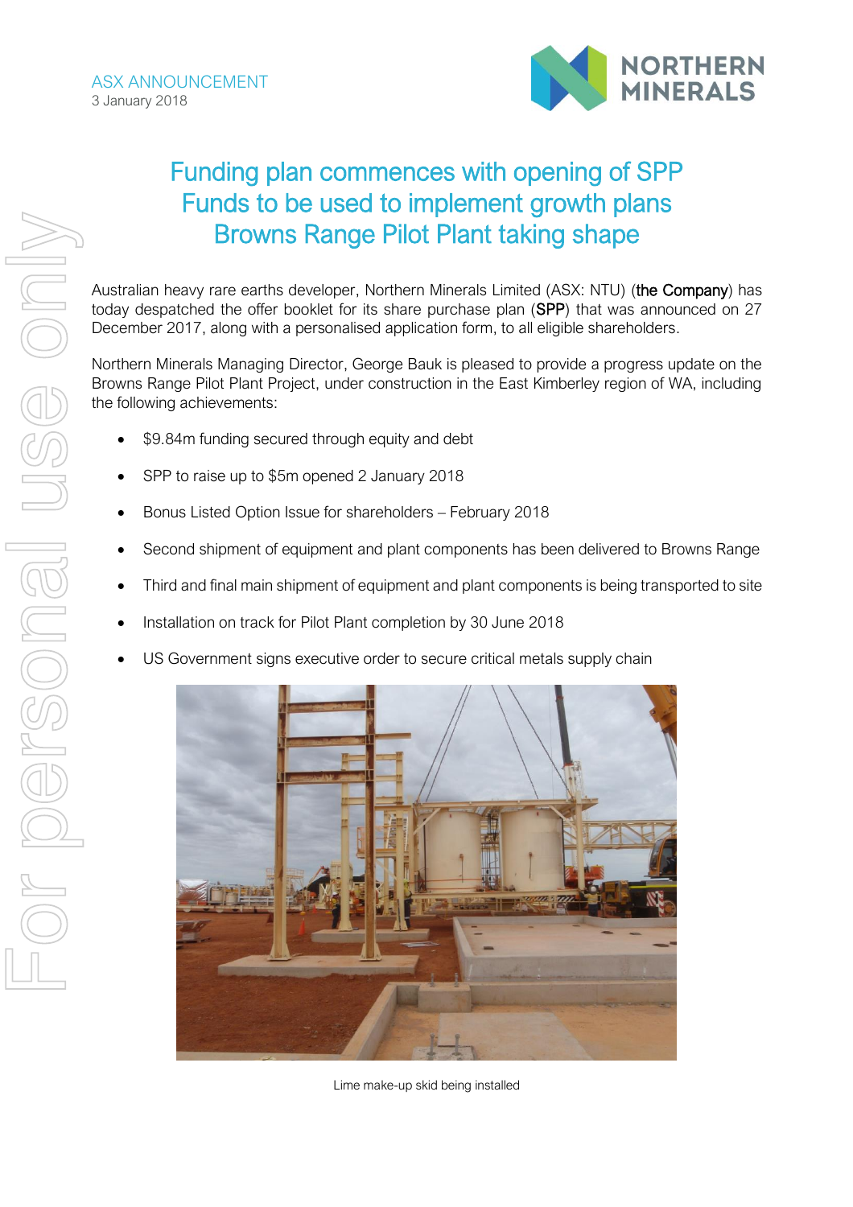ASX ANNOUNCEMENT
3 January 2018

# Funding plan commences with opening of SPP
# Funds to be used to implement growth plans
# Browns Range Pilot Plant taking shape

Australian heavy rare earths developer, Northern Minerals Limited (ASX: NTU) (**the Company**) has today despatched the offer booklet for its share purchase plan (**SPP**) that was announced on 27 December 2017, along with a personalised application form, to all eligible shareholders.

Northern Minerals Managing Director, George Bauk is pleased to provide a progress update on the Browns Range Pilot Plant Project, under construction in the East Kimberley region of WA, including the following achievements:

- $9.84m funding secured through equity and debt
- SPP to raise up to $5m opened 2 January 2018
- Bonus Listed Option Issue for shareholders – February 2018
- Second shipment of equipment and plant components has been delivered to Browns Range
- Third and final main shipment of equipment and plant components is being transported to site
- Installation on track for Pilot Plant completion by 30 June 2018
- US Government signs executive order to secure critical metals supply chain

Lime make-up skid being installed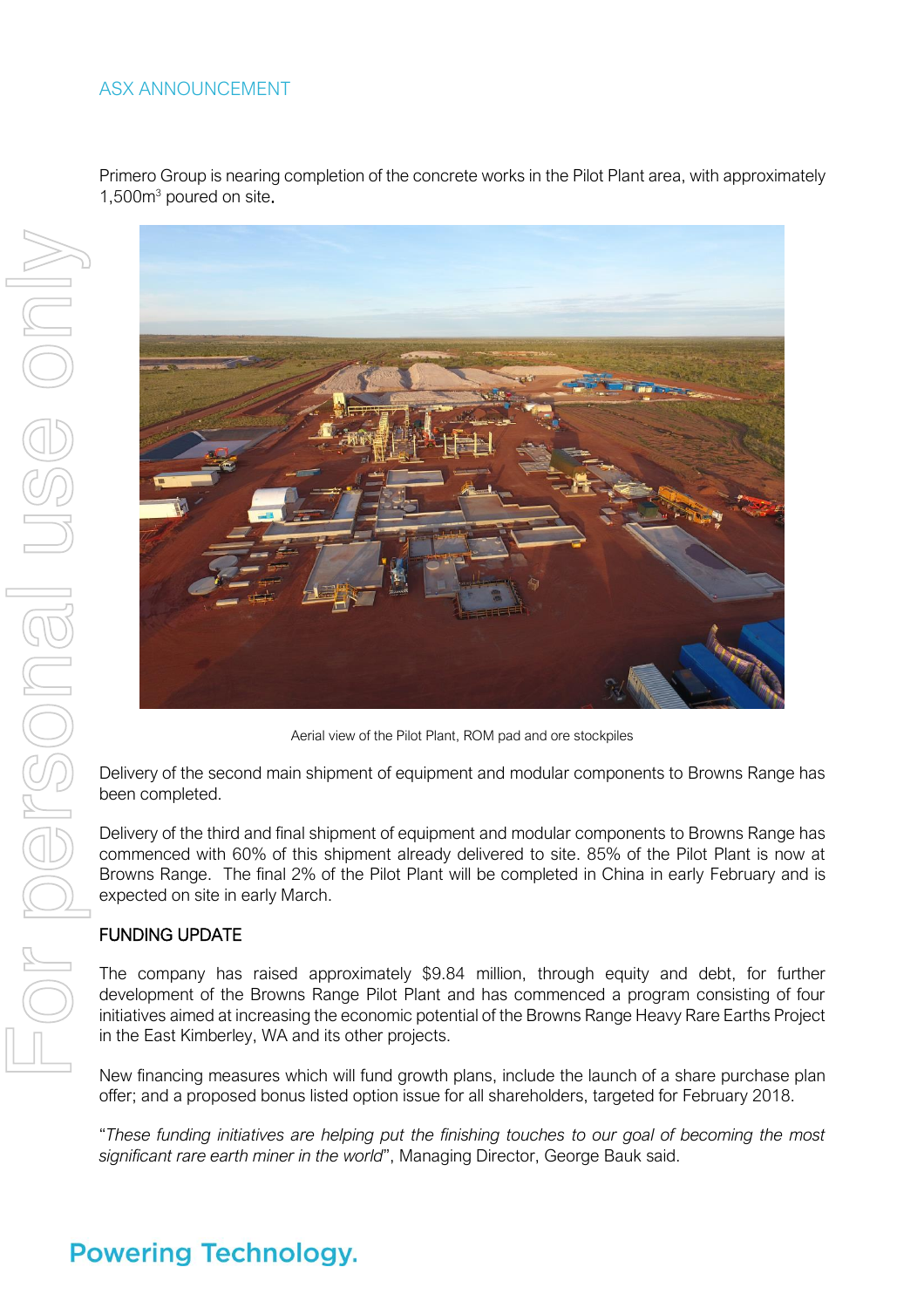Primero Group is nearing completion of the concrete works in the Pilot Plant area, with approximately 1,500m$^3$ poured on site.

Aerial view of the Pilot Plant, ROM pad and ore stockpiles

Delivery of the second main shipment of equipment and modular components to Browns Range has been completed.

Delivery of the third and final shipment of equipment and modular components to Browns Range has commenced with 60% of this shipment already delivered to site. 85% of the Pilot Plant is now at Browns Range. The final 2% of the Pilot Plant will be completed in China in early February and is expected on site in early March.

## FUNDING UPDATE

The company has raised approximately $9.84 million, through equity and debt, for further development of the Browns Range Pilot Plant and has commenced a program consisting of four initiatives aimed at increasing the economic potential of the Browns Range Heavy Rare Earths Project in the East Kimberley, WA and its other projects.

New financing measures which will fund growth plans, include the launch of a share purchase plan offer; and a proposed bonus listed option issue for all shareholders, targeted for February 2018.

"*These funding initiatives are helping put the finishing touches to our goal of becoming the most significant rare earth miner in the world*", Managing Director, George Bauk said.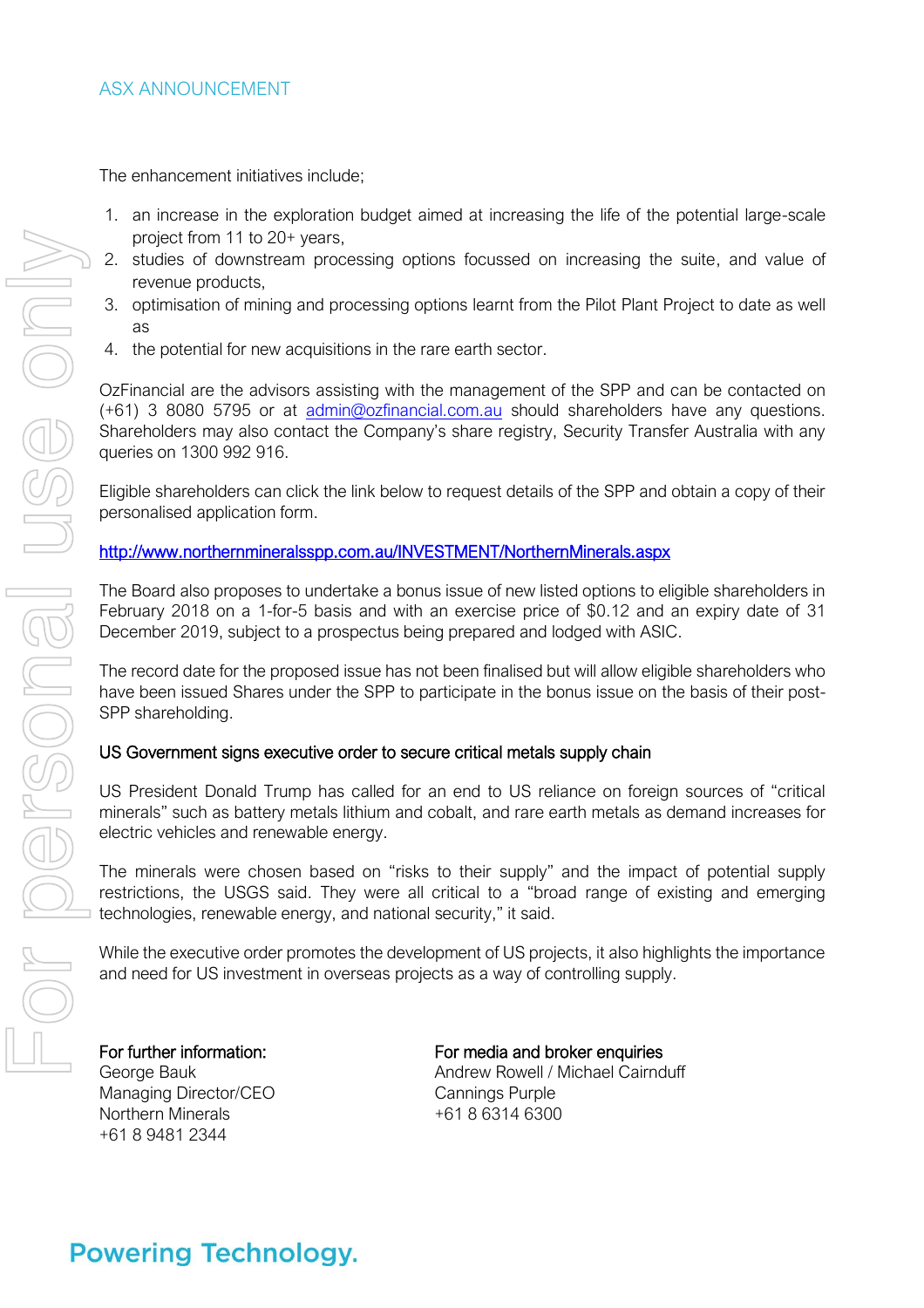The enhancement initiatives include;

1. an increase in the exploration budget aimed at increasing the life of the potential large-scale project from 11 to 20+ years,
2. studies of downstream processing options focussed on increasing the suite, and value of revenue products,
3. optimisation of mining and processing options learnt from the Pilot Plant Project to date as well as
4. the potential for new acquisitions in the rare earth sector.

OzFinancial are the advisors assisting with the management of the SPP and can be contacted on (+61) 3 8080 5795 or at admin@ozfinancial.com.au should shareholders have any questions. Shareholders may also contact the Company's share registry, Security Transfer Australia with any queries on 1300 992 916.

Eligible shareholders can click the link below to request details of the SPP and obtain a copy of their personalised application form.

http://www.northernmineralsspp.com.au/INVESTMENT/NorthernMinerals.aspx

The Board also proposes to undertake a bonus issue of new listed options to eligible shareholders in February 2018 on a 1-for-5 basis and with an exercise price of $0.12 and an expiry date of 31 December 2019, subject to a prospectus being prepared and lodged with ASIC.

The record date for the proposed issue has not been finalised but will allow eligible shareholders who have been issued Shares under the SPP to participate in the bonus issue on the basis of their post-SPP shareholding.

## US Government signs executive order to secure critical metals supply chain

US President Donald Trump has called for an end to US reliance on foreign sources of "critical minerals" such as battery metals lithium and cobalt, and rare earth metals as demand increases for electric vehicles and renewable energy.

The minerals were chosen based on "risks to their supply" and the impact of potential supply restrictions, the USGS said. They were all critical to a "broad range of existing and emerging technologies, renewable energy, and national security," it said.

While the executive order promotes the development of US projects, it also highlights the importance and need for US investment in overseas projects as a way of controlling supply.

**For further information:**
George Bauk
Managing Director/CEO
Northern Minerals
+61 8 9481 2344

**For media and broker enquiries**
Andrew Rowell / Michael Cairnduff
Cannings Purple
+61 8 6314 6300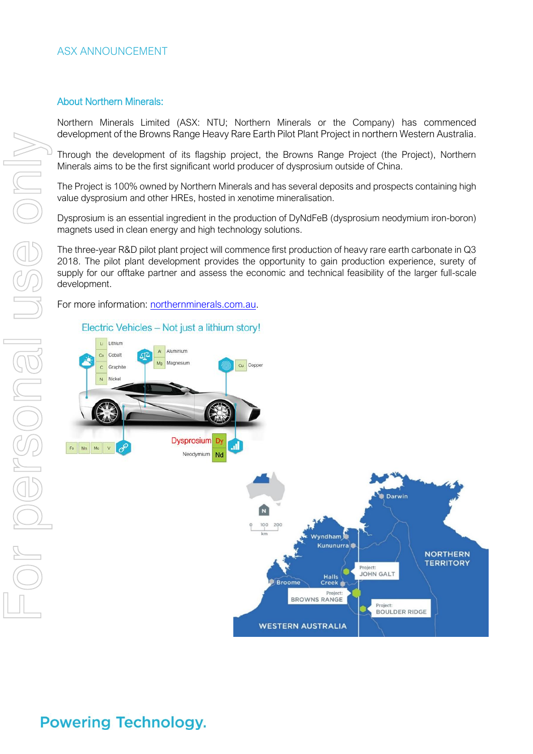## About Northern Minerals:

Northern Minerals Limited (ASX: NTU; Northern Minerals or the Company) has commenced development of the Browns Range Heavy Rare Earth Pilot Plant Project in northern Western Australia.

Through the development of its flagship project, the Browns Range Project (the Project), Northern Minerals aims to be the first significant world producer of dysprosium outside of China.

The Project is 100% owned by Northern Minerals and has several deposits and prospects containing high value dysprosium and other HREs, hosted in xenotime mineralisation.

Dysprosium is an essential ingredient in the production of DyNdFeB (dysprosium neodymium iron-boron) magnets used in clean energy and high technology solutions.

The three-year R&D pilot plant project will commence first production of heavy rare earth carbonate in Q3 2018. The pilot plant development provides the opportunity to gain production experience, surety of supply for our offtake partner and assess the economic and technical feasibility of the larger full-scale development.

For more information: northernminerals.com.au.

Electric Vehicles – Not just a lithium story!

Li Lithium
Co Cobalt
C Graphite
N Nickel
Al Aluminium
Mg Magnesium
Cu Copper
Fe Mn Mo V
Dysprosium Dy
Neodymium Nd

Darwin
Wyndham
Kununurra
NORTHERN TERRITORY
Project: JOHN GALT
Halls Creek
Broome
Project: BROWNS RANGE
Project: BOULDER RIDGE
WESTERN AUSTRALIA
0 100 200 km
N

**Powering Technology.**